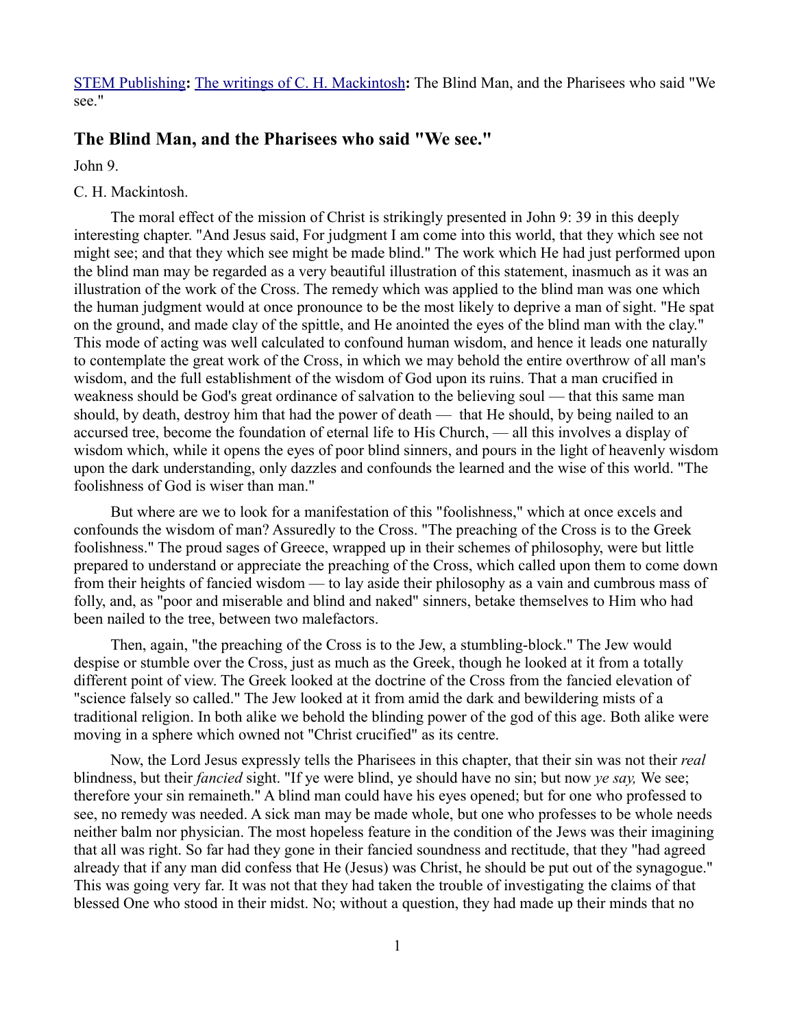[STEM Publishing](#): [The writings of C. H. Mackintosh](#): The Blind Man, and the Pharisees who said "We see."

## The Blind Man, and the Pharisees who said "We see."

John 9.

C. H. Mackintosh.

The moral effect of the mission of Christ is strikingly presented in John 9: 39 in this deeply interesting chapter. "And Jesus said, For judgment I am come into this world, that they which see not might see; and that they which see might be made blind." The work which He had just performed upon the blind man may be regarded as a very beautiful illustration of this statement, inasmuch as it was an illustration of the work of the Cross. The remedy which was applied to the blind man was one which the human judgment would at once pronounce to be the most likely to deprive a man of sight. "He spat on the ground, and made clay of the spittle, and He anointed the eyes of the blind man with the clay." This mode of acting was well calculated to confound human wisdom, and hence it leads one naturally to contemplate the great work of the Cross, in which we may behold the entire overthrow of all man's wisdom, and the full establishment of the wisdom of God upon its ruins. That a man crucified in weakness should be God's great ordinance of salvation to the believing soul — that this same man should, by death, destroy him that had the power of death — that He should, by being nailed to an accursed tree, become the foundation of eternal life to His Church, — all this involves a display of wisdom which, while it opens the eyes of poor blind sinners, and pours in the light of heavenly wisdom upon the dark understanding, only dazzles and confounds the learned and the wise of this world. "The foolishness of God is wiser than man."

But where are we to look for a manifestation of this "foolishness," which at once excels and confounds the wisdom of man? Assuredly to the Cross. "The preaching of the Cross is to the Greek foolishness." The proud sages of Greece, wrapped up in their schemes of philosophy, were but little prepared to understand or appreciate the preaching of the Cross, which called upon them to come down from their heights of fancied wisdom — to lay aside their philosophy as a vain and cumbrous mass of folly, and, as "poor and miserable and blind and naked" sinners, betake themselves to Him who had been nailed to the tree, between two malefactors.

Then, again, "the preaching of the Cross is to the Jew, a stumbling-block." The Jew would despise or stumble over the Cross, just as much as the Greek, though he looked at it from a totally different point of view. The Greek looked at the doctrine of the Cross from the fancied elevation of "science falsely so called." The Jew looked at it from amid the dark and bewildering mists of a traditional religion. In both alike we behold the blinding power of the god of this age. Both alike were moving in a sphere which owned not "Christ crucified" as its centre.

Now, the Lord Jesus expressly tells the Pharisees in this chapter, that their sin was not their *real* blindness, but their *fancied* sight. "If ye were blind, ye should have no sin; but now *ye say,* We see; therefore your sin remaineth." A blind man could have his eyes opened; but for one who professed to see, no remedy was needed. A sick man may be made whole, but one who professes to be whole needs neither balm nor physician. The most hopeless feature in the condition of the Jews was their imagining that all was right. So far had they gone in their fancied soundness and rectitude, that they "had agreed already that if any man did confess that He (Jesus) was Christ, he should be put out of the synagogue." This was going very far. It was not that they had taken the trouble of investigating the claims of that blessed One who stood in their midst. No; without a question, they had made up their minds that no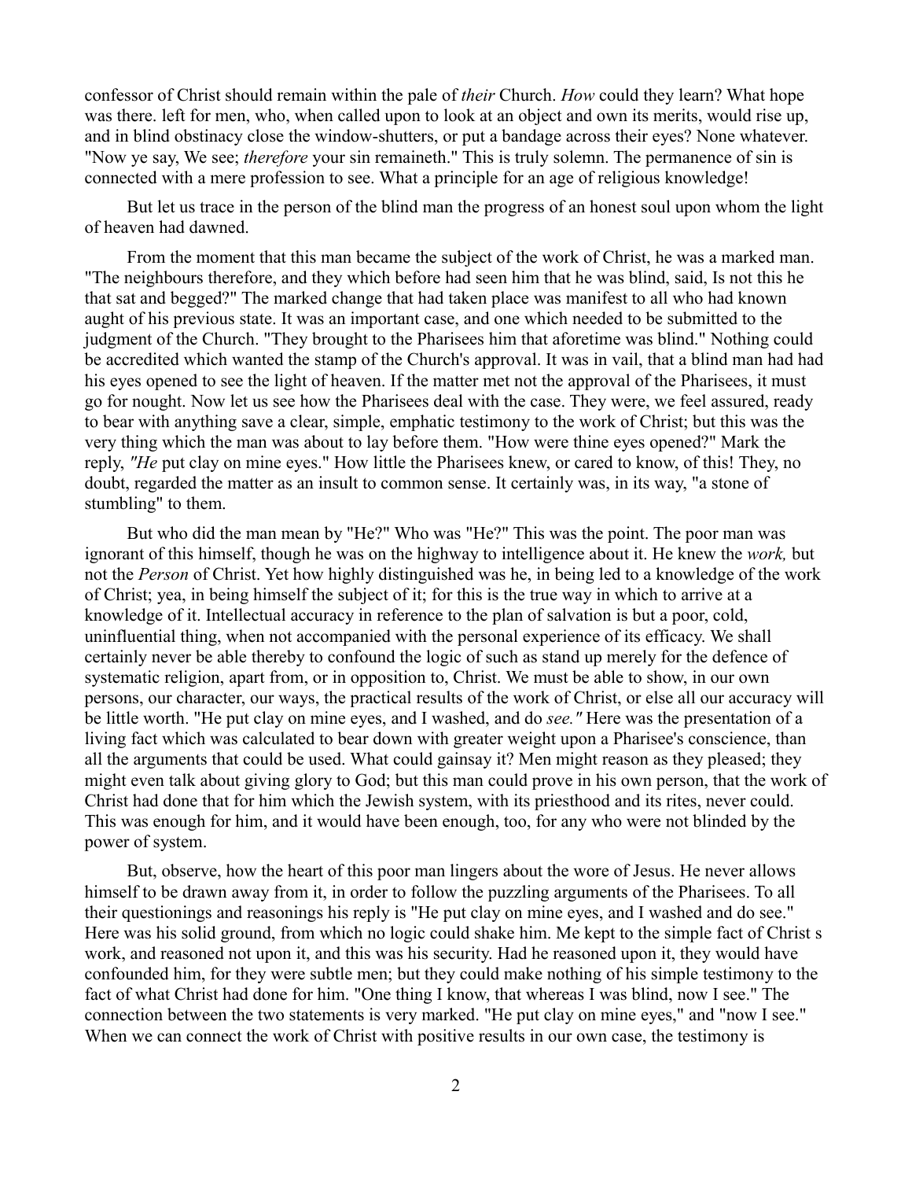confessor of Christ should remain within the pale of *their* Church. *How* could they learn? What hope was there. left for men, who, when called upon to look at an object and own its merits, would rise up, and in blind obstinacy close the window-shutters, or put a bandage across their eyes? None whatever. "Now ye say, We see; *therefore* your sin remaineth." This is truly solemn. The permanence of sin is connected with a mere profession to see. What a principle for an age of religious knowledge!

But let us trace in the person of the blind man the progress of an honest soul upon whom the light of heaven had dawned.

From the moment that this man became the subject of the work of Christ, he was a marked man. "The neighbours therefore, and they which before had seen him that he was blind, said, Is not this he that sat and begged?" The marked change that had taken place was manifest to all who had known aught of his previous state. It was an important case, and one which needed to be submitted to the judgment of the Church. "They brought to the Pharisees him that aforetime was blind." Nothing could be accredited which wanted the stamp of the Church's approval. It was in vail, that a blind man had had his eyes opened to see the light of heaven. If the matter met not the approval of the Pharisees, it must go for nought. Now let us see how the Pharisees deal with the case. They were, we feel assured, ready to bear with anything save a clear, simple, emphatic testimony to the work of Christ; but this was the very thing which the man was about to lay before them. "How were thine eyes opened?" Mark the reply, *"He* put clay on mine eyes." How little the Pharisees knew, or cared to know, of this! They, no doubt, regarded the matter as an insult to common sense. It certainly was, in its way, "a stone of stumbling" to them.

But who did the man mean by "He?" Who was "He?" This was the point. The poor man was ignorant of this himself, though he was on the highway to intelligence about it. He knew the *work,* but not the *Person* of Christ. Yet how highly distinguished was he, in being led to a knowledge of the work of Christ; yea, in being himself the subject of it; for this is the true way in which to arrive at a knowledge of it. Intellectual accuracy in reference to the plan of salvation is but a poor, cold, uninfluential thing, when not accompanied with the personal experience of its efficacy. We shall certainly never be able thereby to confound the logic of such as stand up merely for the defence of systematic religion, apart from, or in opposition to, Christ. We must be able to show, in our own persons, our character, our ways, the practical results of the work of Christ, or else all our accuracy will be little worth. "He put clay on mine eyes, and I washed, and do *see."* Here was the presentation of a living fact which was calculated to bear down with greater weight upon a Pharisee's conscience, than all the arguments that could be used. What could gainsay it? Men might reason as they pleased; they might even talk about giving glory to God; but this man could prove in his own person, that the work of Christ had done that for him which the Jewish system, with its priesthood and its rites, never could. This was enough for him, and it would have been enough, too, for any who were not blinded by the power of system.

But, observe, how the heart of this poor man lingers about the wore of Jesus. He never allows himself to be drawn away from it, in order to follow the puzzling arguments of the Pharisees. To all their questionings and reasonings his reply is "He put clay on mine eyes, and I washed and do see." Here was his solid ground, from which no logic could shake him. Me kept to the simple fact of Christ s work, and reasoned not upon it, and this was his security. Had he reasoned upon it, they would have confounded him, for they were subtle men; but they could make nothing of his simple testimony to the fact of what Christ had done for him. "One thing I know, that whereas I was blind, now I see." The connection between the two statements is very marked. "He put clay on mine eyes," and "now I see." When we can connect the work of Christ with positive results in our own case, the testimony is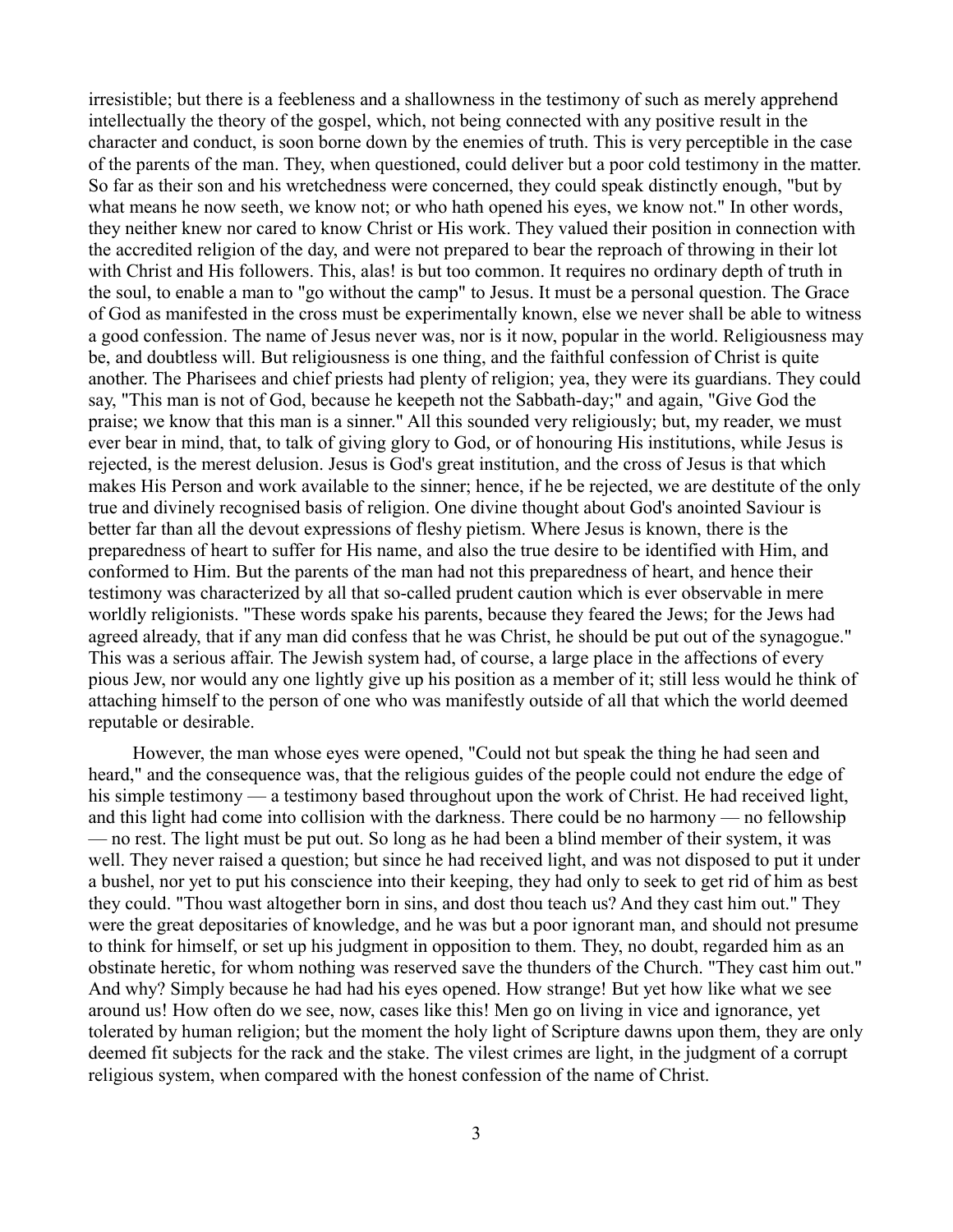irresistible; but there is a feebleness and a shallowness in the testimony of such as merely apprehend intellectually the theory of the gospel, which, not being connected with any positive result in the character and conduct, is soon borne down by the enemies of truth. This is very perceptible in the case of the parents of the man. They, when questioned, could deliver but a poor cold testimony in the matter. So far as their son and his wretchedness were concerned, they could speak distinctly enough, "but by what means he now seeth, we know not; or who hath opened his eyes, we know not." In other words, they neither knew nor cared to know Christ or His work. They valued their position in connection with the accredited religion of the day, and were not prepared to bear the reproach of throwing in their lot with Christ and His followers. This, alas! is but too common. It requires no ordinary depth of truth in the soul, to enable a man to "go without the camp" to Jesus. It must be a personal question. The Grace of God as manifested in the cross must be experimentally known, else we never shall be able to witness a good confession. The name of Jesus never was, nor is it now, popular in the world. Religiousness may be, and doubtless will. But religiousness is one thing, and the faithful confession of Christ is quite another. The Pharisees and chief priests had plenty of religion; yea, they were its guardians. They could say, "This man is not of God, because he keepeth not the Sabbath-day;" and again, "Give God the praise; we know that this man is a sinner." All this sounded very religiously; but, my reader, we must ever bear in mind, that, to talk of giving glory to God, or of honouring His institutions, while Jesus is rejected, is the merest delusion. Jesus is God's great institution, and the cross of Jesus is that which makes His Person and work available to the sinner; hence, if he be rejected, we are destitute of the only true and divinely recognised basis of religion. One divine thought about God's anointed Saviour is better far than all the devout expressions of fleshy pietism. Where Jesus is known, there is the preparedness of heart to suffer for His name, and also the true desire to be identified with Him, and conformed to Him. But the parents of the man had not this preparedness of heart, and hence their testimony was characterized by all that so-called prudent caution which is ever observable in mere worldly religionists. "These words spake his parents, because they feared the Jews; for the Jews had agreed already, that if any man did confess that he was Christ, he should be put out of the synagogue." This was a serious affair. The Jewish system had, of course, a large place in the affections of every pious Jew, nor would any one lightly give up his position as a member of it; still less would he think of attaching himself to the person of one who was manifestly outside of all that which the world deemed reputable or desirable.

However, the man whose eyes were opened, "Could not but speak the thing he had seen and heard," and the consequence was, that the religious guides of the people could not endure the edge of his simple testimony — a testimony based throughout upon the work of Christ. He had received light, and this light had come into collision with the darkness. There could be no harmony — no fellowship — no rest. The light must be put out. So long as he had been a blind member of their system, it was well. They never raised a question; but since he had received light, and was not disposed to put it under a bushel, nor yet to put his conscience into their keeping, they had only to seek to get rid of him as best they could. "Thou wast altogether born in sins, and dost thou teach us? And they cast him out." They were the great depositaries of knowledge, and he was but a poor ignorant man, and should not presume to think for himself, or set up his judgment in opposition to them. They, no doubt, regarded him as an obstinate heretic, for whom nothing was reserved save the thunders of the Church. "They cast him out." And why? Simply because he had had his eyes opened. How strange! But yet how like what we see around us! How often do we see, now, cases like this! Men go on living in vice and ignorance, yet tolerated by human religion; but the moment the holy light of Scripture dawns upon them, they are only deemed fit subjects for the rack and the stake. The vilest crimes are light, in the judgment of a corrupt religious system, when compared with the honest confession of the name of Christ.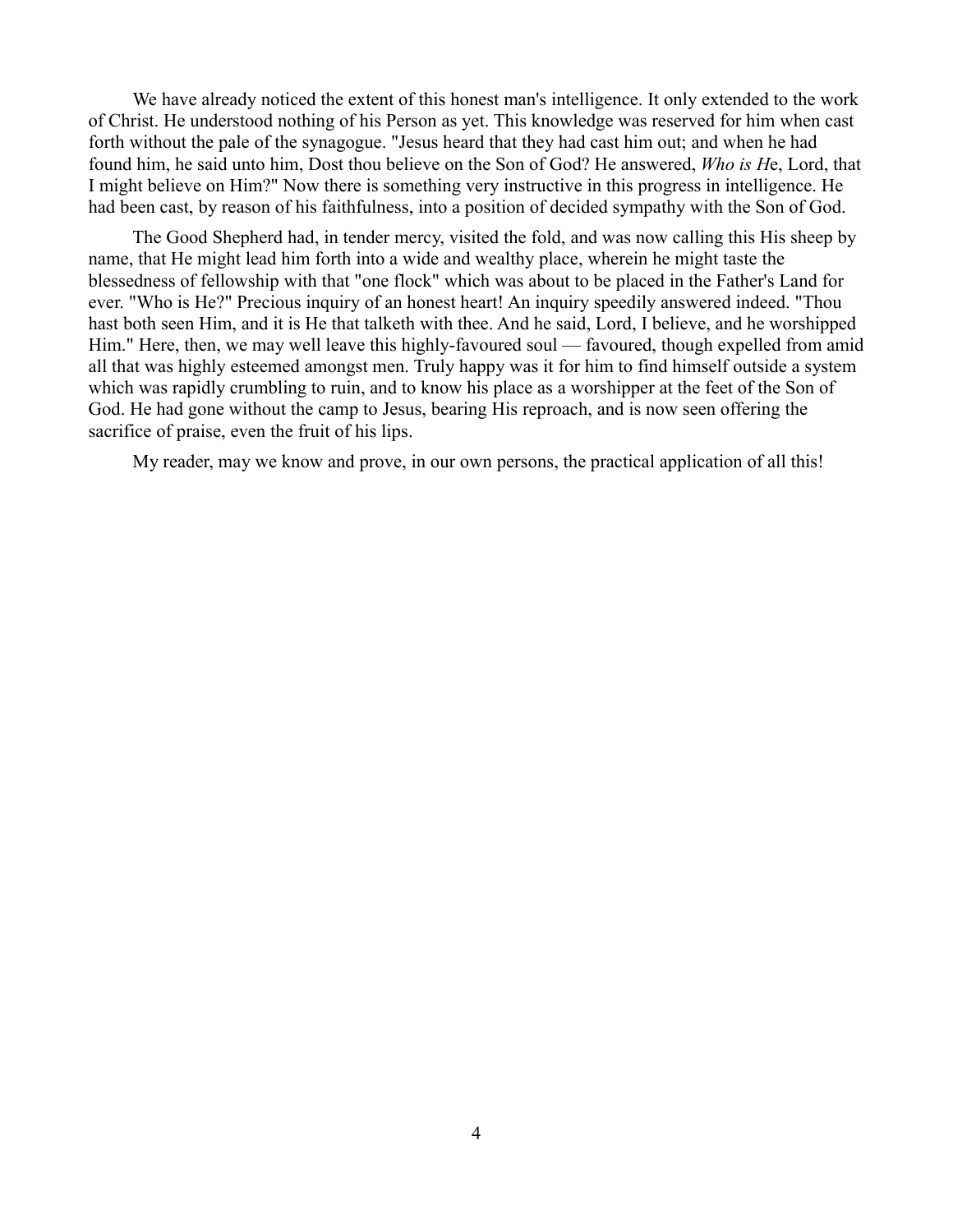We have already noticed the extent of this honest man's intelligence. It only extended to the work of Christ. He understood nothing of his Person as yet. This knowledge was reserved for him when cast forth without the pale of the synagogue. "Jesus heard that they had cast him out; and when he had found him, he said unto him, Dost thou believe on the Son of God? He answered, *Who is He*, Lord, that I might believe on Him?" Now there is something very instructive in this progress in intelligence. He had been cast, by reason of his faithfulness, into a position of decided sympathy with the Son of God.

The Good Shepherd had, in tender mercy, visited the fold, and was now calling this His sheep by name, that He might lead him forth into a wide and wealthy place, wherein he might taste the blessedness of fellowship with that "one flock" which was about to be placed in the Father's Land for ever. "Who is He?" Precious inquiry of an honest heart! An inquiry speedily answered indeed. "Thou hast both seen Him, and it is He that talketh with thee. And he said, Lord, I believe, and he worshipped Him." Here, then, we may well leave this highly-favoured soul — favoured, though expelled from amid all that was highly esteemed amongst men. Truly happy was it for him to find himself outside a system which was rapidly crumbling to ruin, and to know his place as a worshipper at the feet of the Son of God. He had gone without the camp to Jesus, bearing His reproach, and is now seen offering the sacrifice of praise, even the fruit of his lips.

My reader, may we know and prove, in our own persons, the practical application of all this!